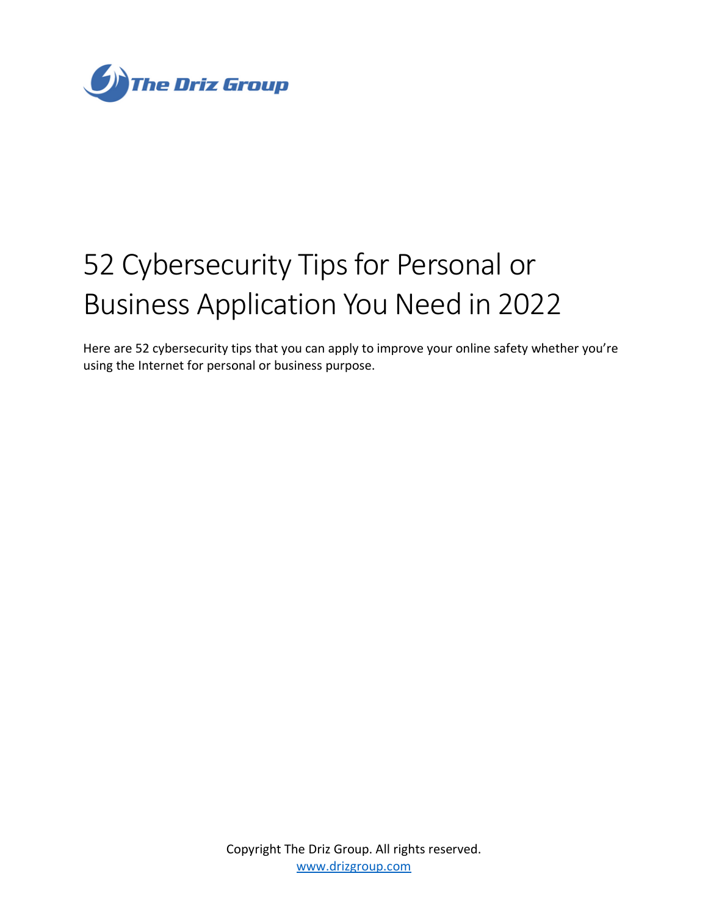The Driz Group

# 52 Cybersecurity Tips for Personal or Business Application You Need in 2022

Here are 52 cybersecurity tips that you can apply to improve your online safety whether you're using the Internet for personal or business purpose.

Copyright The Driz Group. All rights reserved.
www.drizgroup.com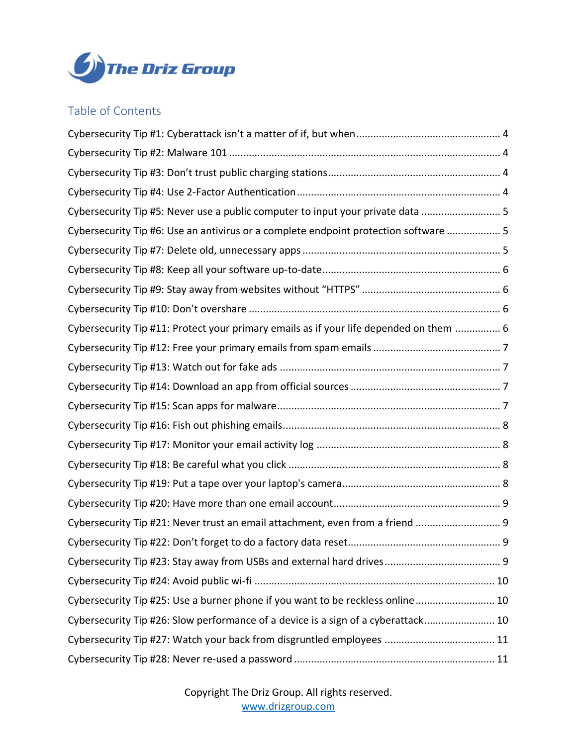## Table of Contents

Cybersecurity Tip #1: Cyberattack isn't a matter of if, but when ........ 4

Cybersecurity Tip #2: Malware 101 ........ 4

Cybersecurity Tip #3: Don't trust public charging stations ........ 4

Cybersecurity Tip #4: Use 2-Factor Authentication ........ 4

Cybersecurity Tip #5: Never use a public computer to input your private data ........ 5

Cybersecurity Tip #6: Use an antivirus or a complete endpoint protection software ........ 5

Cybersecurity Tip #7: Delete old, unnecessary apps ........ 5

Cybersecurity Tip #8: Keep all your software up-to-date ........ 6

Cybersecurity Tip #9: Stay away from websites without "HTTPS" ........ 6

Cybersecurity Tip #10: Don't overshare ........ 6

Cybersecurity Tip #11: Protect your primary emails as if your life depended on them ........ 6

Cybersecurity Tip #12: Free your primary emails from spam emails ........ 7

Cybersecurity Tip #13: Watch out for fake ads ........ 7

Cybersecurity Tip #14: Download an app from official sources ........ 7

Cybersecurity Tip #15: Scan apps for malware ........ 7

Cybersecurity Tip #16: Fish out phishing emails ........ 8

Cybersecurity Tip #17: Monitor your email activity log ........ 8

Cybersecurity Tip #18: Be careful what you click ........ 8

Cybersecurity Tip #19: Put a tape over your laptop's camera ........ 8

Cybersecurity Tip #20: Have more than one email account ........ 9

Cybersecurity Tip #21: Never trust an email attachment, even from a friend ........ 9

Cybersecurity Tip #22: Don't forget to do a factory data reset ........ 9

Cybersecurity Tip #23: Stay away from USBs and external hard drives ........ 9

Cybersecurity Tip #24: Avoid public wi-fi ........ 10

Cybersecurity Tip #25: Use a burner phone if you want to be reckless online ........ 10

Cybersecurity Tip #26: Slow performance of a device is a sign of a cyberattack ........ 10

Cybersecurity Tip #27: Watch your back from disgruntled employees ........ 11

Cybersecurity Tip #28: Never re-used a password ........ 11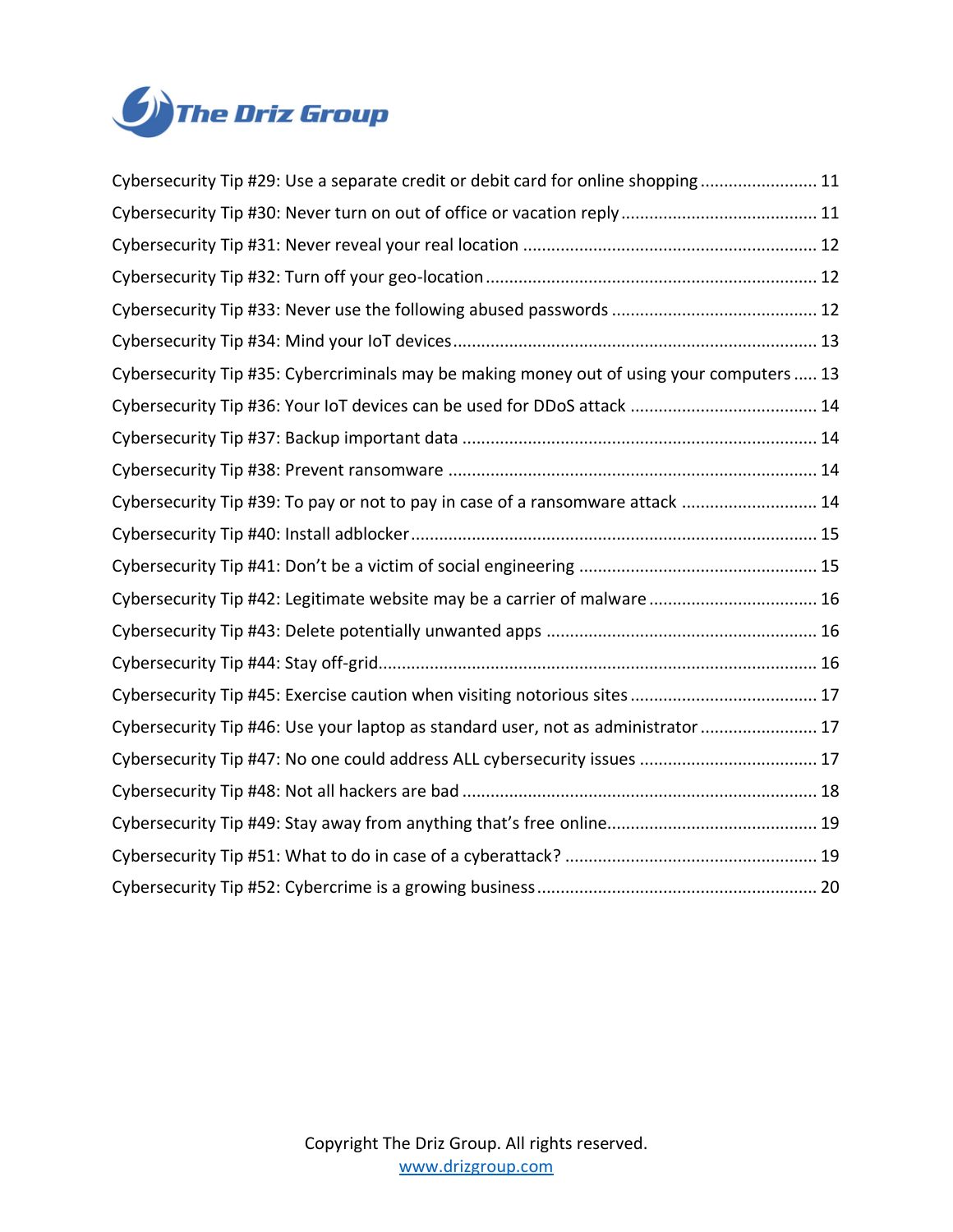Cybersecurity Tip #29: Use a separate credit or debit card for online shopping ........................ 11

Cybersecurity Tip #30: Never turn on out of office or vacation reply ......................................... 11

Cybersecurity Tip #31: Never reveal your real location ............................................................. 12

Cybersecurity Tip #32: Turn off your geo-location ..................................................................... 12

Cybersecurity Tip #33: Never use the following abused passwords ........................................... 12

Cybersecurity Tip #34: Mind your IoT devices ............................................................................ 13

Cybersecurity Tip #35: Cybercriminals may be making money out of using your computers ..... 13

Cybersecurity Tip #36: Your IoT devices can be used for DDoS attack ....................................... 14

Cybersecurity Tip #37: Backup important data .......................................................................... 14

Cybersecurity Tip #38: Prevent ransomware ............................................................................. 14

Cybersecurity Tip #39: To pay or not to pay in case of a ransomware attack ............................ 14

Cybersecurity Tip #40: Install adblocker ..................................................................................... 15

Cybersecurity Tip #41: Don't be a victim of social engineering .................................................. 15

Cybersecurity Tip #42: Legitimate website may be a carrier of malware ................................... 16

Cybersecurity Tip #43: Delete potentially unwanted apps ......................................................... 16

Cybersecurity Tip #44: Stay off-grid ............................................................................................ 16

Cybersecurity Tip #45: Exercise caution when visiting notorious sites ....................................... 17

Cybersecurity Tip #46: Use your laptop as standard user, not as administrator ........................ 17

Cybersecurity Tip #47: No one could address ALL cybersecurity issues ..................................... 17

Cybersecurity Tip #48: Not all hackers are bad .......................................................................... 18

Cybersecurity Tip #49: Stay away from anything that's free online ............................................ 19

Cybersecurity Tip #51: What to do in case of a cyberattack? ..................................................... 19

Cybersecurity Tip #52: Cybercrime is a growing business ........................................................... 20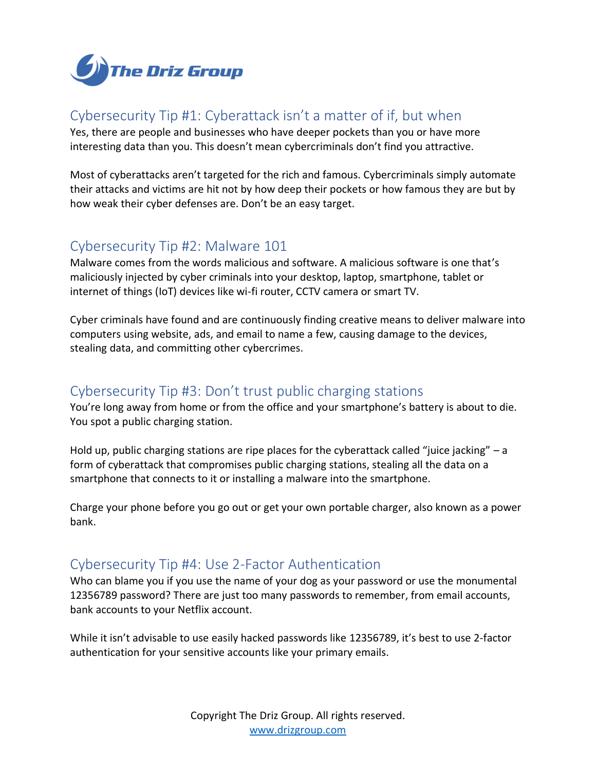## Cybersecurity Tip #1: Cyberattack isn't a matter of if, but when

Yes, there are people and businesses who have deeper pockets than you or have more interesting data than you. This doesn't mean cybercriminals don't find you attractive.

Most of cyberattacks aren't targeted for the rich and famous. Cybercriminals simply automate their attacks and victims are hit not by how deep their pockets or how famous they are but by how weak their cyber defenses are. Don't be an easy target.

## Cybersecurity Tip #2: Malware 101

Malware comes from the words malicious and software. A malicious software is one that's maliciously injected by cyber criminals into your desktop, laptop, smartphone, tablet or internet of things (IoT) devices like wi-fi router, CCTV camera or smart TV.

Cyber criminals have found and are continuously finding creative means to deliver malware into computers using website, ads, and email to name a few, causing damage to the devices, stealing data, and committing other cybercrimes.

## Cybersecurity Tip #3: Don't trust public charging stations

You're long away from home or from the office and your smartphone's battery is about to die. You spot a public charging station.

Hold up, public charging stations are ripe places for the cyberattack called "juice jacking" – a form of cyberattack that compromises public charging stations, stealing all the data on a smartphone that connects to it or installing a malware into the smartphone.

Charge your phone before you go out or get your own portable charger, also known as a power bank.

## Cybersecurity Tip #4: Use 2-Factor Authentication

Who can blame you if you use the name of your dog as your password or use the monumental 12356789 password? There are just too many passwords to remember, from email accounts, bank accounts to your Netflix account.

While it isn't advisable to use easily hacked passwords like 12356789, it's best to use 2-factor authentication for your sensitive accounts like your primary emails.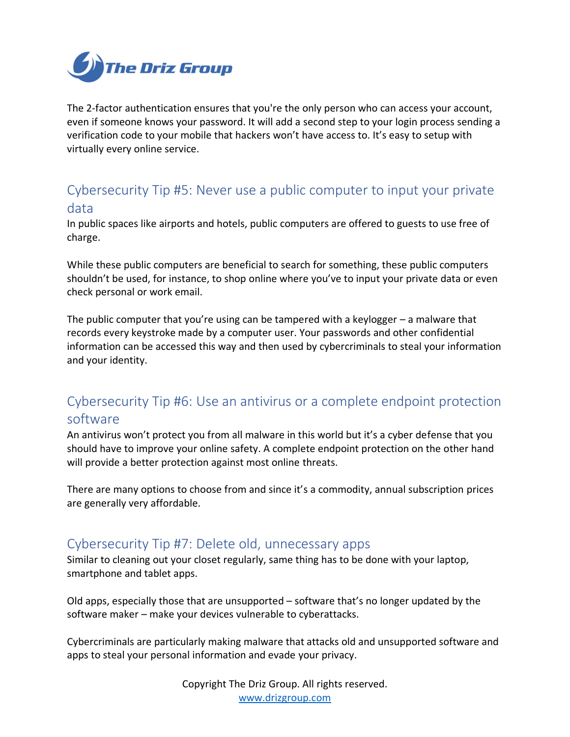The 2-factor authentication ensures that you're the only person who can access your account, even if someone knows your password. It will add a second step to your login process sending a verification code to your mobile that hackers won't have access to. It's easy to setup with virtually every online service.

## Cybersecurity Tip #5: Never use a public computer to input your private data

In public spaces like airports and hotels, public computers are offered to guests to use free of charge.

While these public computers are beneficial to search for something, these public computers shouldn't be used, for instance, to shop online where you've to input your private data or even check personal or work email.

The public computer that you're using can be tampered with a keylogger – a malware that records every keystroke made by a computer user. Your passwords and other confidential information can be accessed this way and then used by cybercriminals to steal your information and your identity.

## Cybersecurity Tip #6: Use an antivirus or a complete endpoint protection software

An antivirus won't protect you from all malware in this world but it's a cyber defense that you should have to improve your online safety. A complete endpoint protection on the other hand will provide a better protection against most online threats.

There are many options to choose from and since it's a commodity, annual subscription prices are generally very affordable.

## Cybersecurity Tip #7: Delete old, unnecessary apps

Similar to cleaning out your closet regularly, same thing has to be done with your laptop, smartphone and tablet apps.

Old apps, especially those that are unsupported – software that's no longer updated by the software maker – make your devices vulnerable to cyberattacks.

Cybercriminals are particularly making malware that attacks old and unsupported software and apps to steal your personal information and evade your privacy.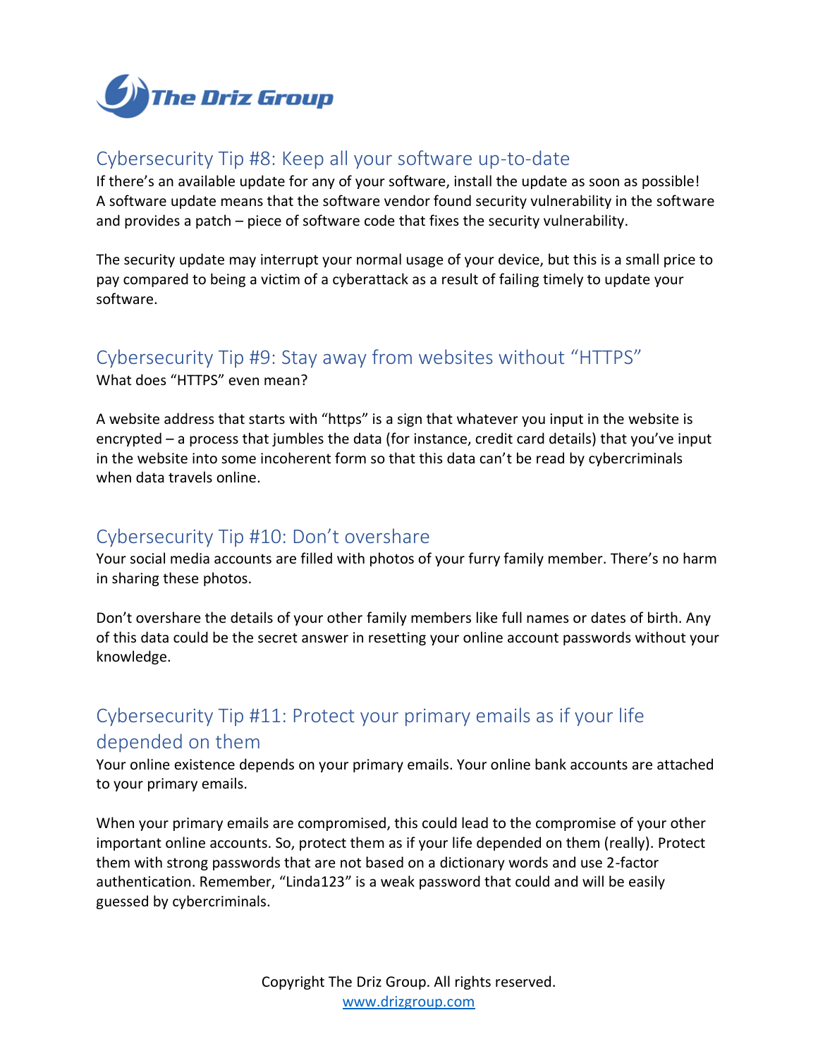## Cybersecurity Tip #8: Keep all your software up-to-date

If there's an available update for any of your software, install the update as soon as possible! A software update means that the software vendor found security vulnerability in the software and provides a patch – piece of software code that fixes the security vulnerability.

The security update may interrupt your normal usage of your device, but this is a small price to pay compared to being a victim of a cyberattack as a result of failing timely to update your software.

## Cybersecurity Tip #9: Stay away from websites without "HTTPS"

What does "HTTPS" even mean?

A website address that starts with "https" is a sign that whatever you input in the website is encrypted – a process that jumbles the data (for instance, credit card details) that you've input in the website into some incoherent form so that this data can't be read by cybercriminals when data travels online.

## Cybersecurity Tip #10: Don't overshare

Your social media accounts are filled with photos of your furry family member. There's no harm in sharing these photos.

Don't overshare the details of your other family members like full names or dates of birth. Any of this data could be the secret answer in resetting your online account passwords without your knowledge.

## Cybersecurity Tip #11: Protect your primary emails as if your life depended on them

Your online existence depends on your primary emails. Your online bank accounts are attached to your primary emails.

When your primary emails are compromised, this could lead to the compromise of your other important online accounts. So, protect them as if your life depended on them (really). Protect them with strong passwords that are not based on a dictionary words and use 2-factor authentication. Remember, "Linda123" is a weak password that could and will be easily guessed by cybercriminals.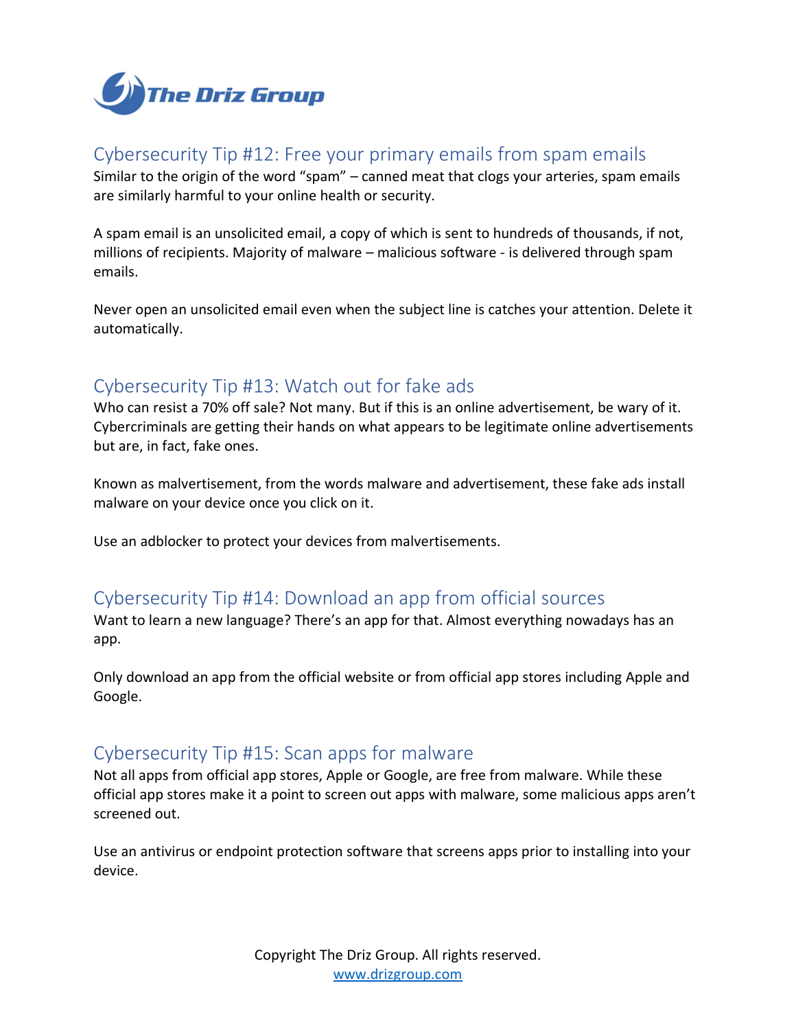## Cybersecurity Tip #12: Free your primary emails from spam emails

Similar to the origin of the word "spam" – canned meat that clogs your arteries, spam emails are similarly harmful to your online health or security.

A spam email is an unsolicited email, a copy of which is sent to hundreds of thousands, if not, millions of recipients. Majority of malware – malicious software - is delivered through spam emails.

Never open an unsolicited email even when the subject line is catches your attention. Delete it automatically.

## Cybersecurity Tip #13: Watch out for fake ads

Who can resist a 70% off sale? Not many. But if this is an online advertisement, be wary of it. Cybercriminals are getting their hands on what appears to be legitimate online advertisements but are, in fact, fake ones.

Known as malvertisement, from the words malware and advertisement, these fake ads install malware on your device once you click on it.

Use an adblocker to protect your devices from malvertisements.

## Cybersecurity Tip #14: Download an app from official sources

Want to learn a new language? There's an app for that. Almost everything nowadays has an app.

Only download an app from the official website or from official app stores including Apple and Google.

## Cybersecurity Tip #15: Scan apps for malware

Not all apps from official app stores, Apple or Google, are free from malware. While these official app stores make it a point to screen out apps with malware, some malicious apps aren't screened out.

Use an antivirus or endpoint protection software that screens apps prior to installing into your device.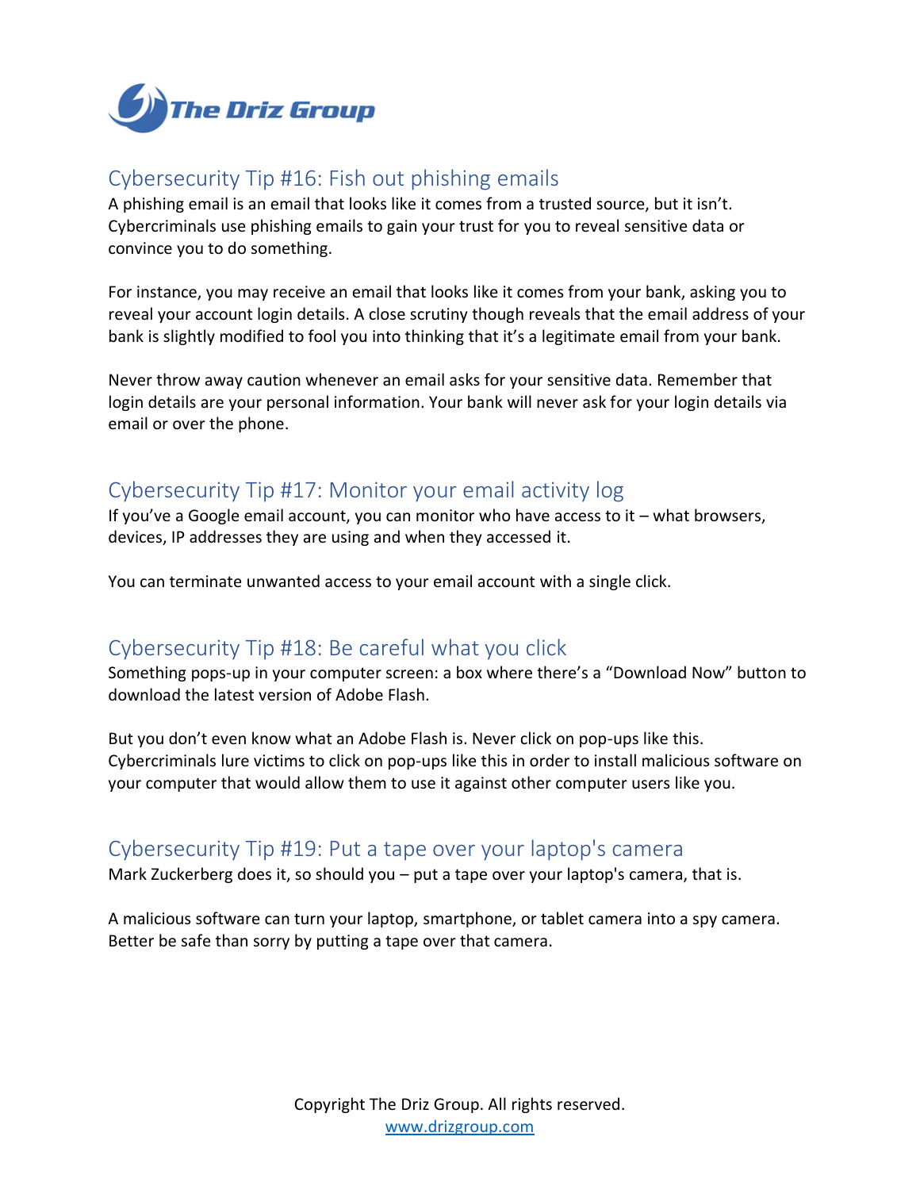## Cybersecurity Tip #16: Fish out phishing emails

A phishing email is an email that looks like it comes from a trusted source, but it isn't. Cybercriminals use phishing emails to gain your trust for you to reveal sensitive data or convince you to do something.

For instance, you may receive an email that looks like it comes from your bank, asking you to reveal your account login details. A close scrutiny though reveals that the email address of your bank is slightly modified to fool you into thinking that it's a legitimate email from your bank.

Never throw away caution whenever an email asks for your sensitive data. Remember that login details are your personal information. Your bank will never ask for your login details via email or over the phone.

## Cybersecurity Tip #17: Monitor your email activity log

If you've a Google email account, you can monitor who have access to it – what browsers, devices, IP addresses they are using and when they accessed it.

You can terminate unwanted access to your email account with a single click.

## Cybersecurity Tip #18: Be careful what you click

Something pops-up in your computer screen: a box where there's a "Download Now" button to download the latest version of Adobe Flash.

But you don't even know what an Adobe Flash is. Never click on pop-ups like this. Cybercriminals lure victims to click on pop-ups like this in order to install malicious software on your computer that would allow them to use it against other computer users like you.

## Cybersecurity Tip #19: Put a tape over your laptop's camera

Mark Zuckerberg does it, so should you – put a tape over your laptop's camera, that is.

A malicious software can turn your laptop, smartphone, or tablet camera into a spy camera. Better be safe than sorry by putting a tape over that camera.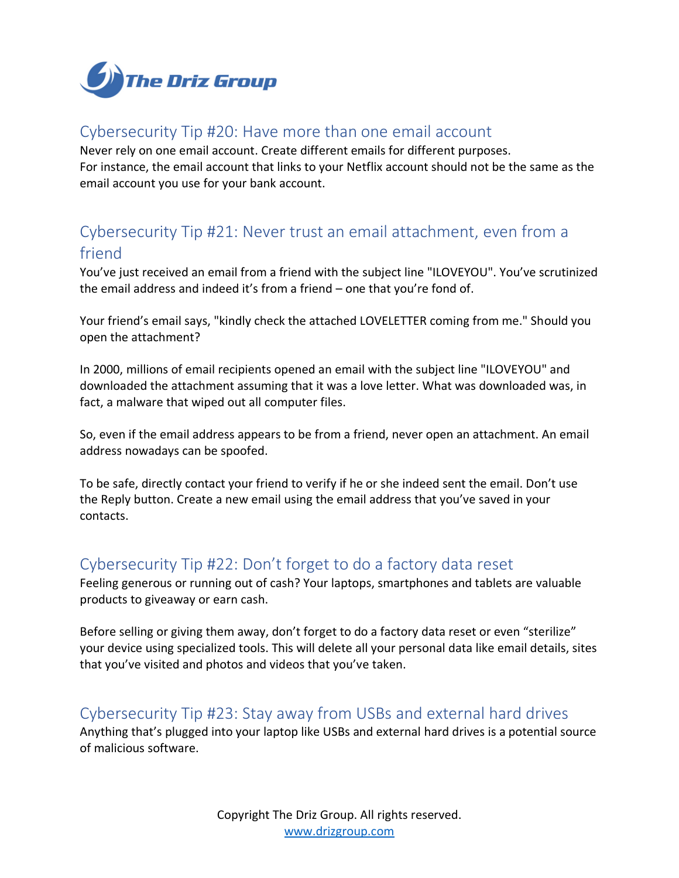## Cybersecurity Tip #20: Have more than one email account

Never rely on one email account. Create different emails for different purposes.
For instance, the email account that links to your Netflix account should not be the same as the email account you use for your bank account.

## Cybersecurity Tip #21: Never trust an email attachment, even from a friend

You've just received an email from a friend with the subject line "ILOVEYOU". You've scrutinized the email address and indeed it's from a friend – one that you're fond of.

Your friend's email says, "kindly check the attached LOVELETTER coming from me." Should you open the attachment?

In 2000, millions of email recipients opened an email with the subject line "ILOVEYOU" and downloaded the attachment assuming that it was a love letter. What was downloaded was, in fact, a malware that wiped out all computer files.

So, even if the email address appears to be from a friend, never open an attachment. An email address nowadays can be spoofed.

To be safe, directly contact your friend to verify if he or she indeed sent the email. Don't use the Reply button. Create a new email using the email address that you've saved in your contacts.

## Cybersecurity Tip #22: Don't forget to do a factory data reset

Feeling generous or running out of cash? Your laptops, smartphones and tablets are valuable products to giveaway or earn cash.

Before selling or giving them away, don't forget to do a factory data reset or even "sterilize" your device using specialized tools. This will delete all your personal data like email details, sites that you've visited and photos and videos that you've taken.

## Cybersecurity Tip #23: Stay away from USBs and external hard drives

Anything that's plugged into your laptop like USBs and external hard drives is a potential source of malicious software.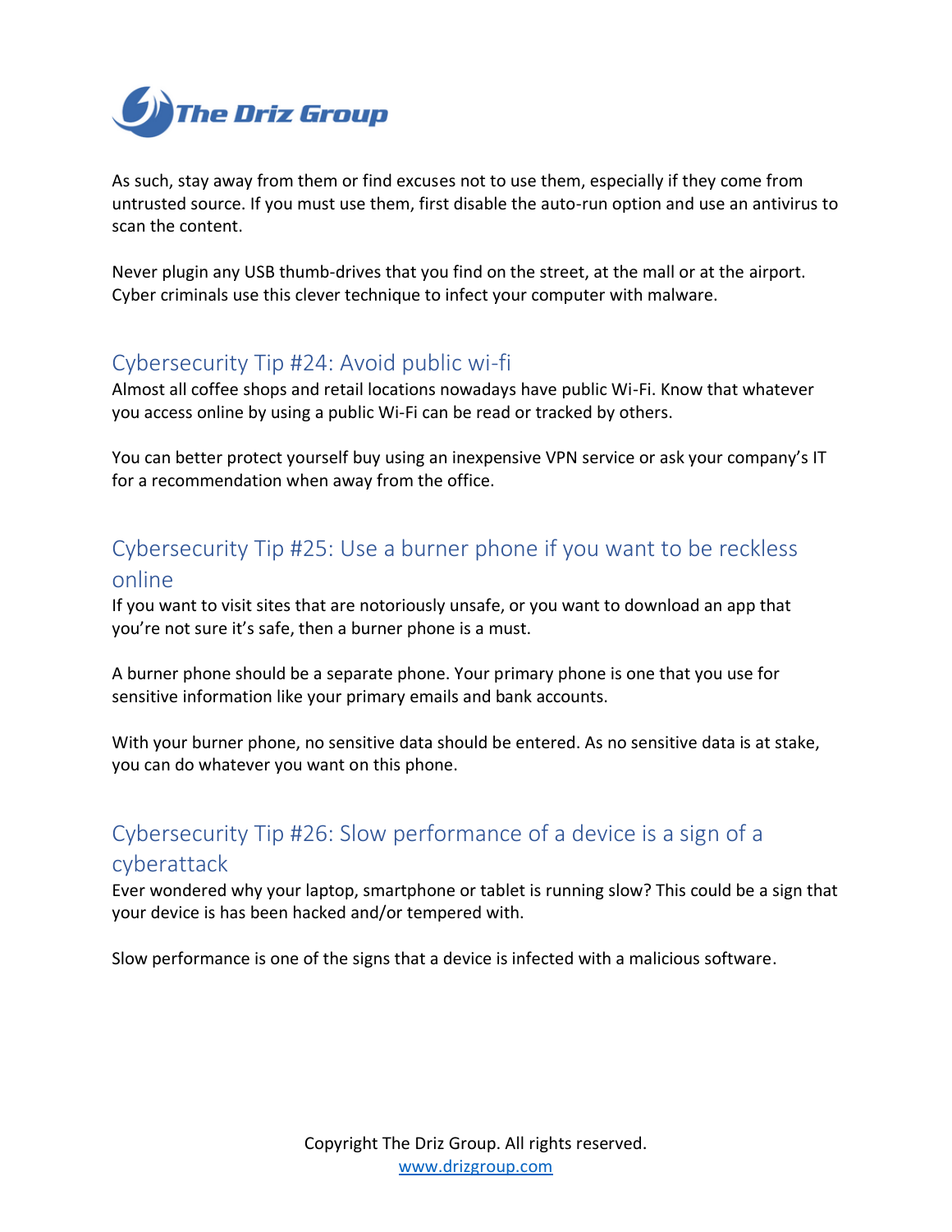As such, stay away from them or find excuses not to use them, especially if they come from untrusted source. If you must use them, first disable the auto-run option and use an antivirus to scan the content.

Never plugin any USB thumb-drives that you find on the street, at the mall or at the airport. Cyber criminals use this clever technique to infect your computer with malware.

## Cybersecurity Tip #24: Avoid public wi-fi

Almost all coffee shops and retail locations nowadays have public Wi-Fi. Know that whatever you access online by using a public Wi-Fi can be read or tracked by others.

You can better protect yourself buy using an inexpensive VPN service or ask your company's IT for a recommendation when away from the office.

## Cybersecurity Tip #25: Use a burner phone if you want to be reckless online

If you want to visit sites that are notoriously unsafe, or you want to download an app that you're not sure it's safe, then a burner phone is a must.

A burner phone should be a separate phone. Your primary phone is one that you use for sensitive information like your primary emails and bank accounts.

With your burner phone, no sensitive data should be entered. As no sensitive data is at stake, you can do whatever you want on this phone.

## Cybersecurity Tip #26: Slow performance of a device is a sign of a cyberattack

Ever wondered why your laptop, smartphone or tablet is running slow? This could be a sign that your device is has been hacked and/or tempered with.

Slow performance is one of the signs that a device is infected with a malicious software.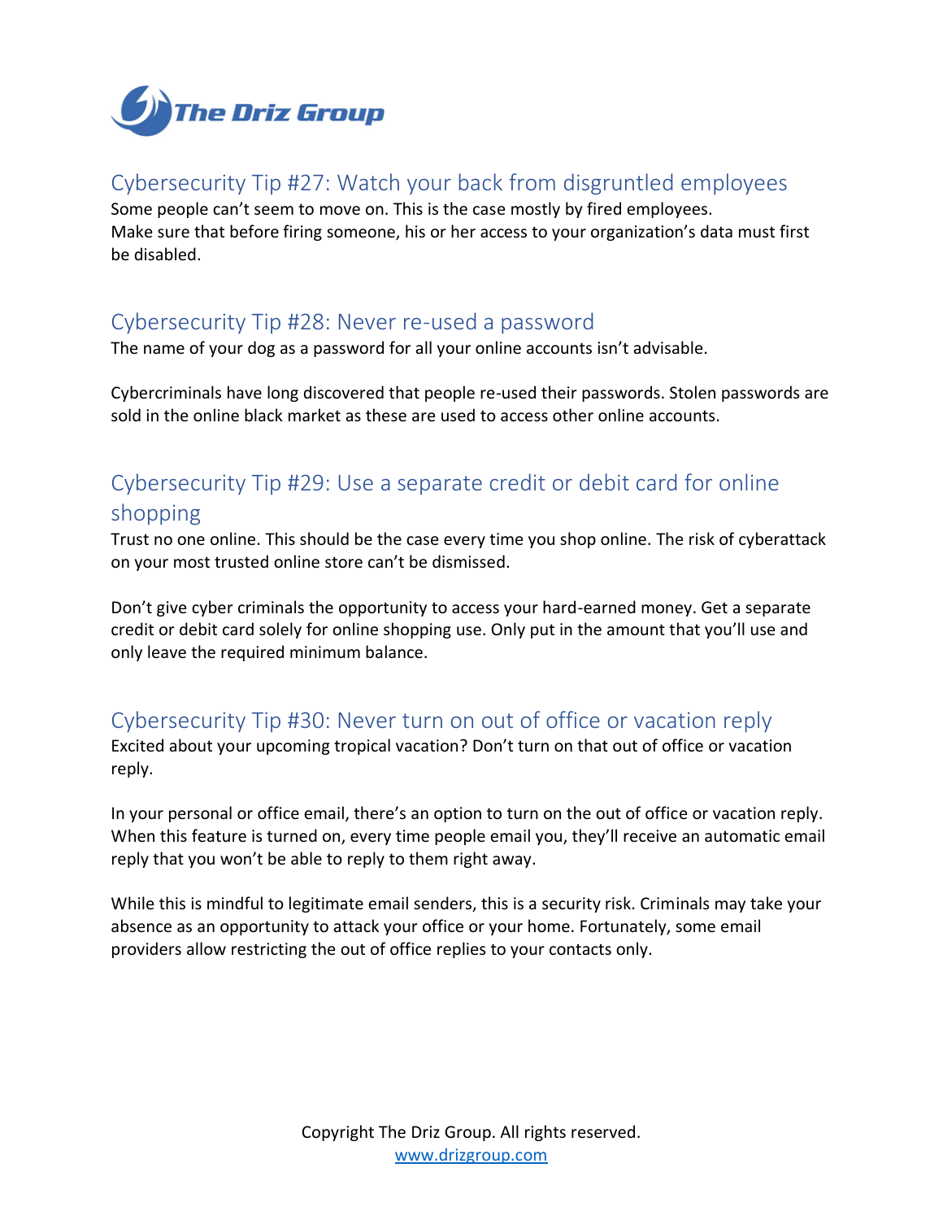## Cybersecurity Tip #27: Watch your back from disgruntled employees

Some people can't seem to move on. This is the case mostly by fired employees.
Make sure that before firing someone, his or her access to your organization's data must first be disabled.

## Cybersecurity Tip #28: Never re-used a password

The name of your dog as a password for all your online accounts isn't advisable.

Cybercriminals have long discovered that people re-used their passwords. Stolen passwords are sold in the online black market as these are used to access other online accounts.

## Cybersecurity Tip #29: Use a separate credit or debit card for online shopping

Trust no one online. This should be the case every time you shop online. The risk of cyberattack on your most trusted online store can't be dismissed.

Don't give cyber criminals the opportunity to access your hard-earned money. Get a separate credit or debit card solely for online shopping use. Only put in the amount that you'll use and only leave the required minimum balance.

## Cybersecurity Tip #30: Never turn on out of office or vacation reply

Excited about your upcoming tropical vacation? Don't turn on that out of office or vacation reply.

In your personal or office email, there's an option to turn on the out of office or vacation reply. When this feature is turned on, every time people email you, they'll receive an automatic email reply that you won't be able to reply to them right away.

While this is mindful to legitimate email senders, this is a security risk. Criminals may take your absence as an opportunity to attack your office or your home. Fortunately, some email providers allow restricting the out of office replies to your contacts only.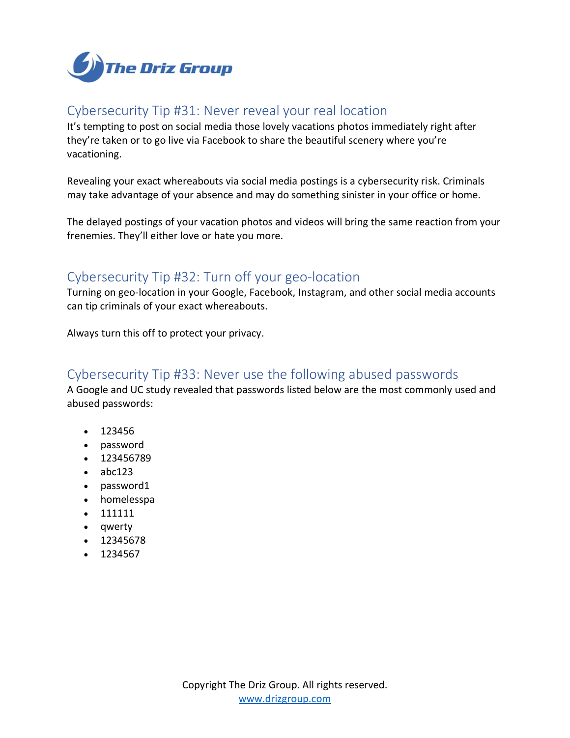## Cybersecurity Tip #31: Never reveal your real location

It's tempting to post on social media those lovely vacations photos immediately right after they're taken or to go live via Facebook to share the beautiful scenery where you're vacationing.

Revealing your exact whereabouts via social media postings is a cybersecurity risk. Criminals may take advantage of your absence and may do something sinister in your office or home.

The delayed postings of your vacation photos and videos will bring the same reaction from your frenemies. They'll either love or hate you more.

## Cybersecurity Tip #32: Turn off your geo-location

Turning on geo-location in your Google, Facebook, Instagram, and other social media accounts can tip criminals of your exact whereabouts.

Always turn this off to protect your privacy.

## Cybersecurity Tip #33: Never use the following abused passwords

A Google and UC study revealed that passwords listed below are the most commonly used and abused passwords:

- 123456
- password
- 123456789
- abc123
- password1
- homelesspa
- 111111
- qwerty
- 12345678
- 1234567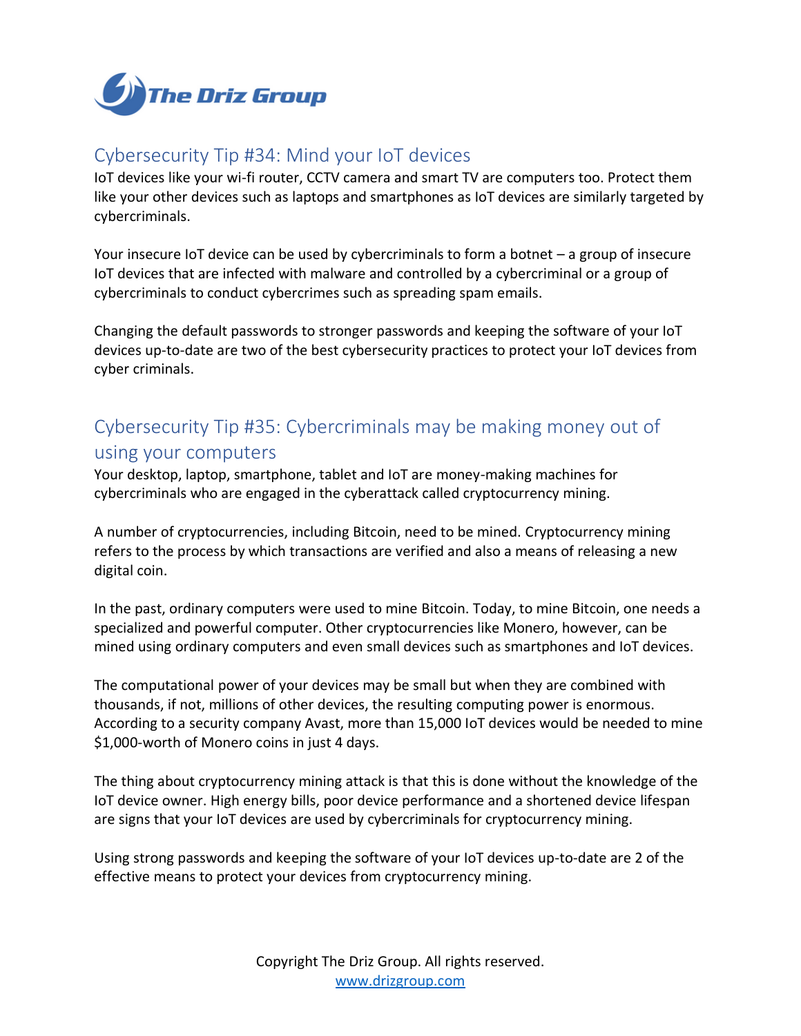## Cybersecurity Tip #34: Mind your IoT devices

IoT devices like your wi-fi router, CCTV camera and smart TV are computers too. Protect them like your other devices such as laptops and smartphones as IoT devices are similarly targeted by cybercriminals.

Your insecure IoT device can be used by cybercriminals to form a botnet – a group of insecure IoT devices that are infected with malware and controlled by a cybercriminal or a group of cybercriminals to conduct cybercrimes such as spreading spam emails.

Changing the default passwords to stronger passwords and keeping the software of your IoT devices up-to-date are two of the best cybersecurity practices to protect your IoT devices from cyber criminals.

## Cybersecurity Tip #35: Cybercriminals may be making money out of using your computers

Your desktop, laptop, smartphone, tablet and IoT are money-making machines for cybercriminals who are engaged in the cyberattack called cryptocurrency mining.

A number of cryptocurrencies, including Bitcoin, need to be mined. Cryptocurrency mining refers to the process by which transactions are verified and also a means of releasing a new digital coin.

In the past, ordinary computers were used to mine Bitcoin. Today, to mine Bitcoin, one needs a specialized and powerful computer. Other cryptocurrencies like Monero, however, can be mined using ordinary computers and even small devices such as smartphones and IoT devices.

The computational power of your devices may be small but when they are combined with thousands, if not, millions of other devices, the resulting computing power is enormous. According to a security company Avast, more than 15,000 IoT devices would be needed to mine $1,000-worth of Monero coins in just 4 days.

The thing about cryptocurrency mining attack is that this is done without the knowledge of the IoT device owner. High energy bills, poor device performance and a shortened device lifespan are signs that your IoT devices are used by cybercriminals for cryptocurrency mining.

Using strong passwords and keeping the software of your IoT devices up-to-date are 2 of the effective means to protect your devices from cryptocurrency mining.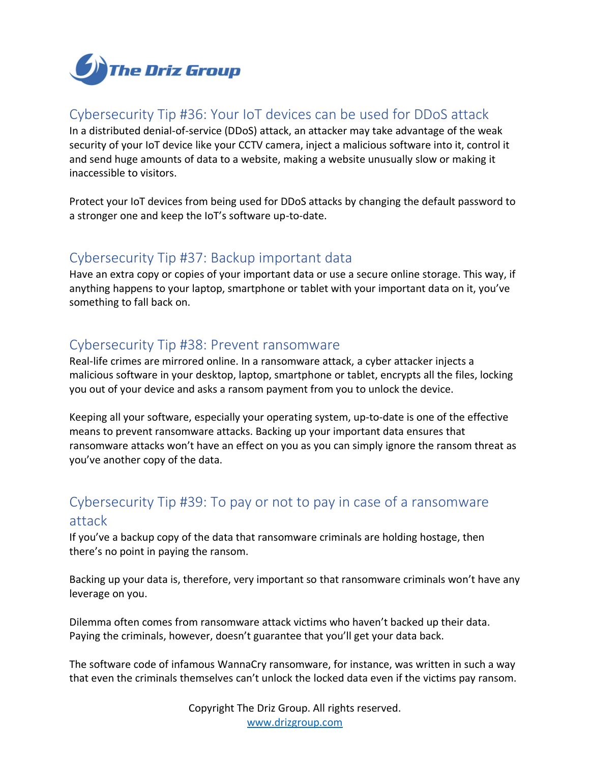## Cybersecurity Tip #36: Your IoT devices can be used for DDoS attack

In a distributed denial-of-service (DDoS) attack, an attacker may take advantage of the weak security of your IoT device like your CCTV camera, inject a malicious software into it, control it and send huge amounts of data to a website, making a website unusually slow or making it inaccessible to visitors.

Protect your IoT devices from being used for DDoS attacks by changing the default password to a stronger one and keep the IoT's software up-to-date.

## Cybersecurity Tip #37: Backup important data

Have an extra copy or copies of your important data or use a secure online storage. This way, if anything happens to your laptop, smartphone or tablet with your important data on it, you've something to fall back on.

## Cybersecurity Tip #38: Prevent ransomware

Real-life crimes are mirrored online. In a ransomware attack, a cyber attacker injects a malicious software in your desktop, laptop, smartphone or tablet, encrypts all the files, locking you out of your device and asks a ransom payment from you to unlock the device.

Keeping all your software, especially your operating system, up-to-date is one of the effective means to prevent ransomware attacks. Backing up your important data ensures that ransomware attacks won't have an effect on you as you can simply ignore the ransom threat as you've another copy of the data.

## Cybersecurity Tip #39: To pay or not to pay in case of a ransomware attack

If you've a backup copy of the data that ransomware criminals are holding hostage, then there's no point in paying the ransom.

Backing up your data is, therefore, very important so that ransomware criminals won't have any leverage on you.

Dilemma often comes from ransomware attack victims who haven't backed up their data. Paying the criminals, however, doesn't guarantee that you'll get your data back.

The software code of infamous WannaCry ransomware, for instance, was written in such a way that even the criminals themselves can't unlock the locked data even if the victims pay ransom.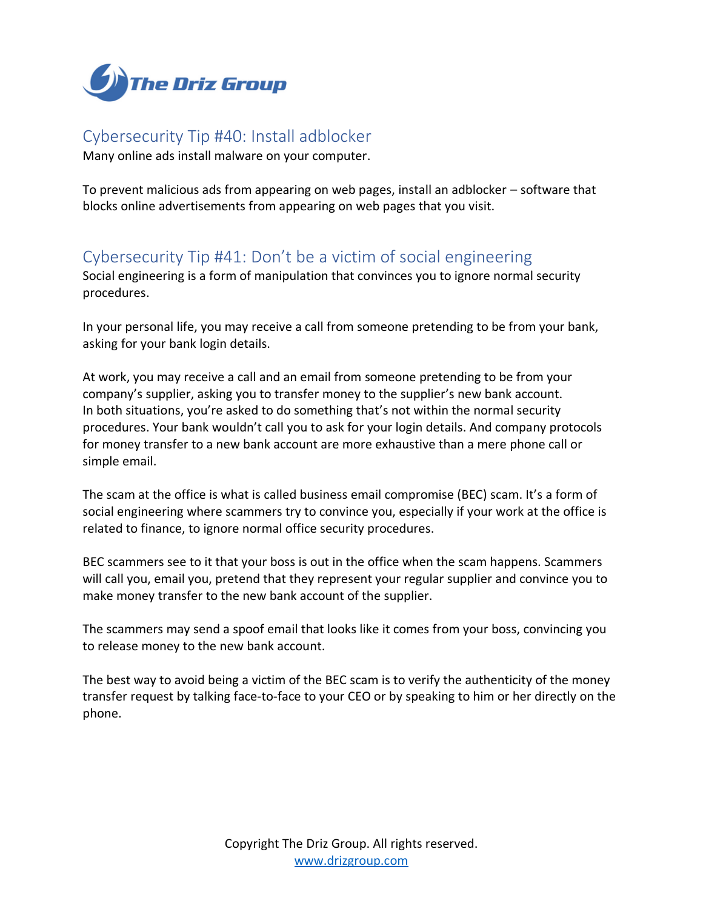## Cybersecurity Tip #40: Install adblocker

Many online ads install malware on your computer.

To prevent malicious ads from appearing on web pages, install an adblocker – software that blocks online advertisements from appearing on web pages that you visit.

## Cybersecurity Tip #41: Don't be a victim of social engineering

Social engineering is a form of manipulation that convinces you to ignore normal security procedures.

In your personal life, you may receive a call from someone pretending to be from your bank, asking for your bank login details.

At work, you may receive a call and an email from someone pretending to be from your company's supplier, asking you to transfer money to the supplier's new bank account. In both situations, you're asked to do something that's not within the normal security procedures. Your bank wouldn't call you to ask for your login details. And company protocols for money transfer to a new bank account are more exhaustive than a mere phone call or simple email.

The scam at the office is what is called business email compromise (BEC) scam. It's a form of social engineering where scammers try to convince you, especially if your work at the office is related to finance, to ignore normal office security procedures.

BEC scammers see to it that your boss is out in the office when the scam happens. Scammers will call you, email you, pretend that they represent your regular supplier and convince you to make money transfer to the new bank account of the supplier.

The scammers may send a spoof email that looks like it comes from your boss, convincing you to release money to the new bank account.

The best way to avoid being a victim of the BEC scam is to verify the authenticity of the money transfer request by talking face-to-face to your CEO or by speaking to him or her directly on the phone.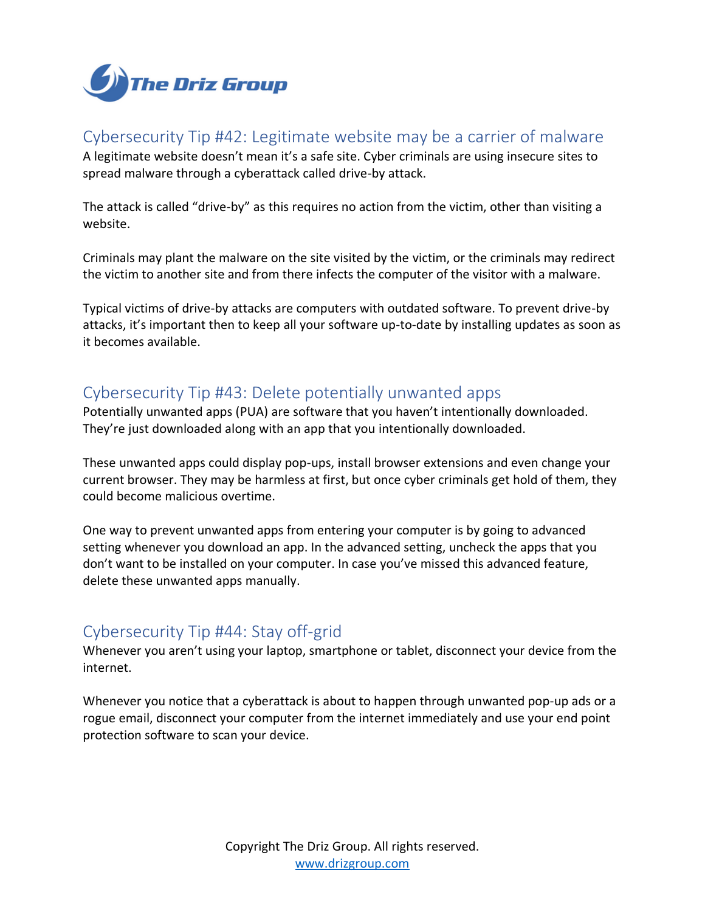## Cybersecurity Tip #42: Legitimate website may be a carrier of malware

A legitimate website doesn't mean it's a safe site. Cyber criminals are using insecure sites to spread malware through a cyberattack called drive-by attack.

The attack is called "drive-by" as this requires no action from the victim, other than visiting a website.

Criminals may plant the malware on the site visited by the victim, or the criminals may redirect the victim to another site and from there infects the computer of the visitor with a malware.

Typical victims of drive-by attacks are computers with outdated software. To prevent drive-by attacks, it's important then to keep all your software up-to-date by installing updates as soon as it becomes available.

## Cybersecurity Tip #43: Delete potentially unwanted apps

Potentially unwanted apps (PUA) are software that you haven't intentionally downloaded. They're just downloaded along with an app that you intentionally downloaded.

These unwanted apps could display pop-ups, install browser extensions and even change your current browser. They may be harmless at first, but once cyber criminals get hold of them, they could become malicious overtime.

One way to prevent unwanted apps from entering your computer is by going to advanced setting whenever you download an app. In the advanced setting, uncheck the apps that you don't want to be installed on your computer. In case you've missed this advanced feature, delete these unwanted apps manually.

## Cybersecurity Tip #44: Stay off-grid

Whenever you aren't using your laptop, smartphone or tablet, disconnect your device from the internet.

Whenever you notice that a cyberattack is about to happen through unwanted pop-up ads or a rogue email, disconnect your computer from the internet immediately and use your end point protection software to scan your device.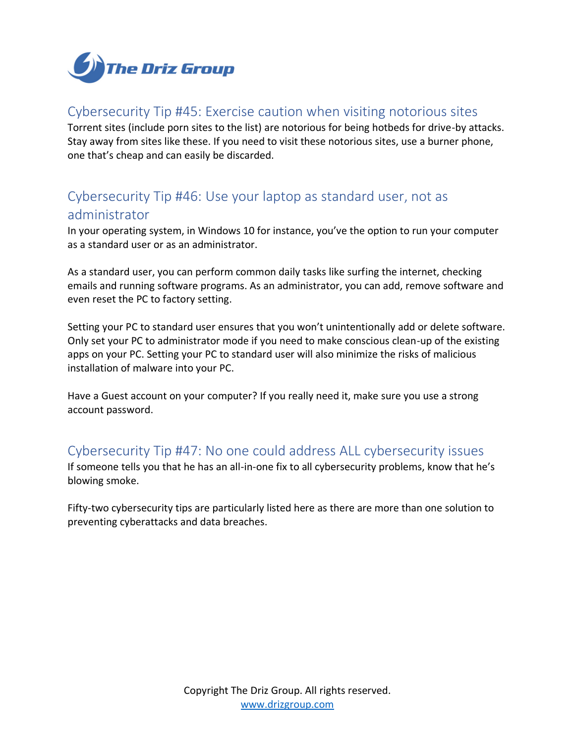## Cybersecurity Tip #45: Exercise caution when visiting notorious sites

Torrent sites (include porn sites to the list) are notorious for being hotbeds for drive-by attacks. Stay away from sites like these. If you need to visit these notorious sites, use a burner phone, one that's cheap and can easily be discarded.

## Cybersecurity Tip #46: Use your laptop as standard user, not as administrator

In your operating system, in Windows 10 for instance, you've the option to run your computer as a standard user or as an administrator.

As a standard user, you can perform common daily tasks like surfing the internet, checking emails and running software programs. As an administrator, you can add, remove software and even reset the PC to factory setting.

Setting your PC to standard user ensures that you won't unintentionally add or delete software. Only set your PC to administrator mode if you need to make conscious clean-up of the existing apps on your PC. Setting your PC to standard user will also minimize the risks of malicious installation of malware into your PC.

Have a Guest account on your computer? If you really need it, make sure you use a strong account password.

## Cybersecurity Tip #47: No one could address ALL cybersecurity issues

If someone tells you that he has an all-in-one fix to all cybersecurity problems, know that he's blowing smoke.

Fifty-two cybersecurity tips are particularly listed here as there are more than one solution to preventing cyberattacks and data breaches.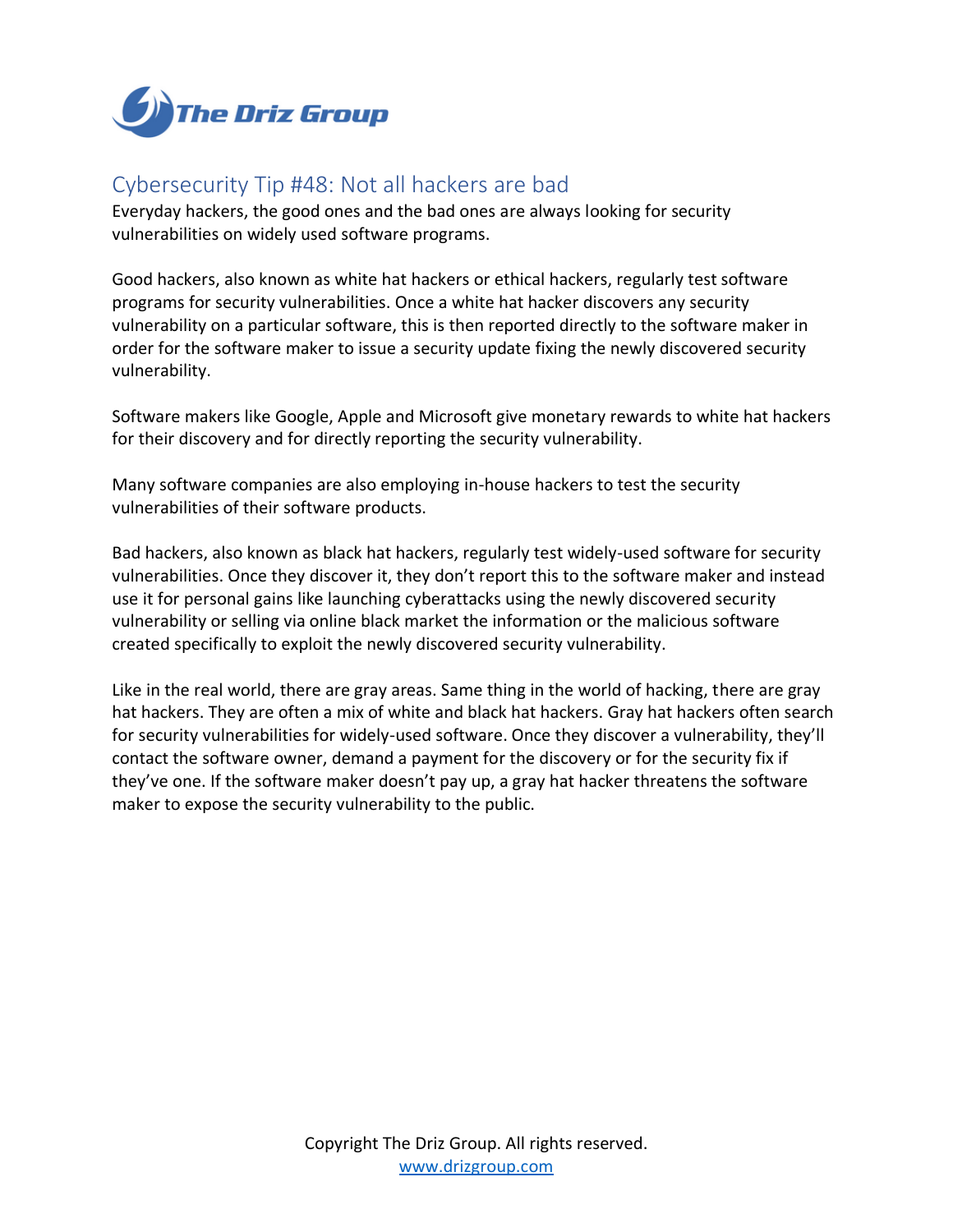## Cybersecurity Tip #48: Not all hackers are bad

Everyday hackers, the good ones and the bad ones are always looking for security vulnerabilities on widely used software programs.

Good hackers, also known as white hat hackers or ethical hackers, regularly test software programs for security vulnerabilities. Once a white hat hacker discovers any security vulnerability on a particular software, this is then reported directly to the software maker in order for the software maker to issue a security update fixing the newly discovered security vulnerability.

Software makers like Google, Apple and Microsoft give monetary rewards to white hat hackers for their discovery and for directly reporting the security vulnerability.

Many software companies are also employing in-house hackers to test the security vulnerabilities of their software products.

Bad hackers, also known as black hat hackers, regularly test widely-used software for security vulnerabilities. Once they discover it, they don't report this to the software maker and instead use it for personal gains like launching cyberattacks using the newly discovered security vulnerability or selling via online black market the information or the malicious software created specifically to exploit the newly discovered security vulnerability.

Like in the real world, there are gray areas. Same thing in the world of hacking, there are gray hat hackers. They are often a mix of white and black hat hackers. Gray hat hackers often search for security vulnerabilities for widely-used software. Once they discover a vulnerability, they'll contact the software owner, demand a payment for the discovery or for the security fix if they've one. If the software maker doesn't pay up, a gray hat hacker threatens the software maker to expose the security vulnerability to the public.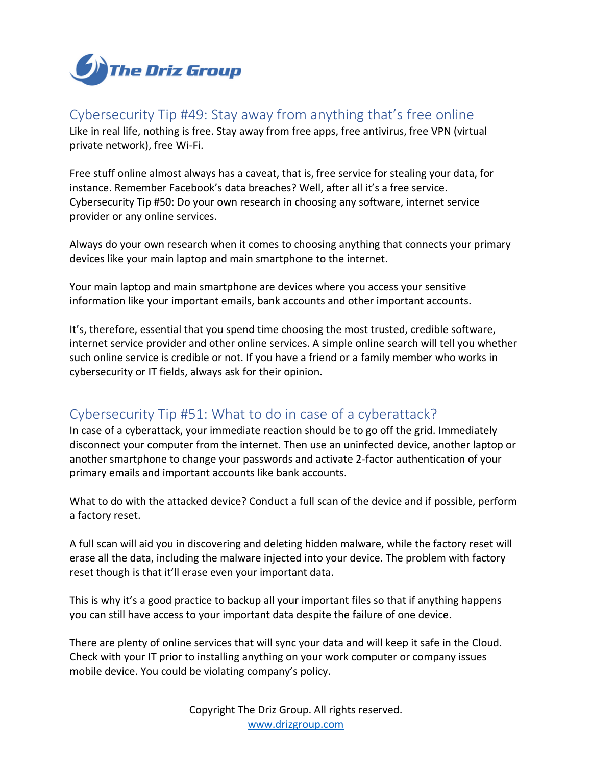## Cybersecurity Tip #49: Stay away from anything that's free online

Like in real life, nothing is free. Stay away from free apps, free antivirus, free VPN (virtual private network), free Wi-Fi.

Free stuff online almost always has a caveat, that is, free service for stealing your data, for instance. Remember Facebook's data breaches? Well, after all it's a free service.
Cybersecurity Tip #50: Do your own research in choosing any software, internet service provider or any online services.

Always do your own research when it comes to choosing anything that connects your primary devices like your main laptop and main smartphone to the internet.

Your main laptop and main smartphone are devices where you access your sensitive information like your important emails, bank accounts and other important accounts.

It's, therefore, essential that you spend time choosing the most trusted, credible software, internet service provider and other online services. A simple online search will tell you whether such online service is credible or not. If you have a friend or a family member who works in cybersecurity or IT fields, always ask for their opinion.

## Cybersecurity Tip #51: What to do in case of a cyberattack?

In case of a cyberattack, your immediate reaction should be to go off the grid. Immediately disconnect your computer from the internet. Then use an uninfected device, another laptop or another smartphone to change your passwords and activate 2-factor authentication of your primary emails and important accounts like bank accounts.

What to do with the attacked device? Conduct a full scan of the device and if possible, perform a factory reset.

A full scan will aid you in discovering and deleting hidden malware, while the factory reset will erase all the data, including the malware injected into your device. The problem with factory reset though is that it'll erase even your important data.

This is why it's a good practice to backup all your important files so that if anything happens you can still have access to your important data despite the failure of one device.

There are plenty of online services that will sync your data and will keep it safe in the Cloud. Check with your IT prior to installing anything on your work computer or company issues mobile device. You could be violating company's policy.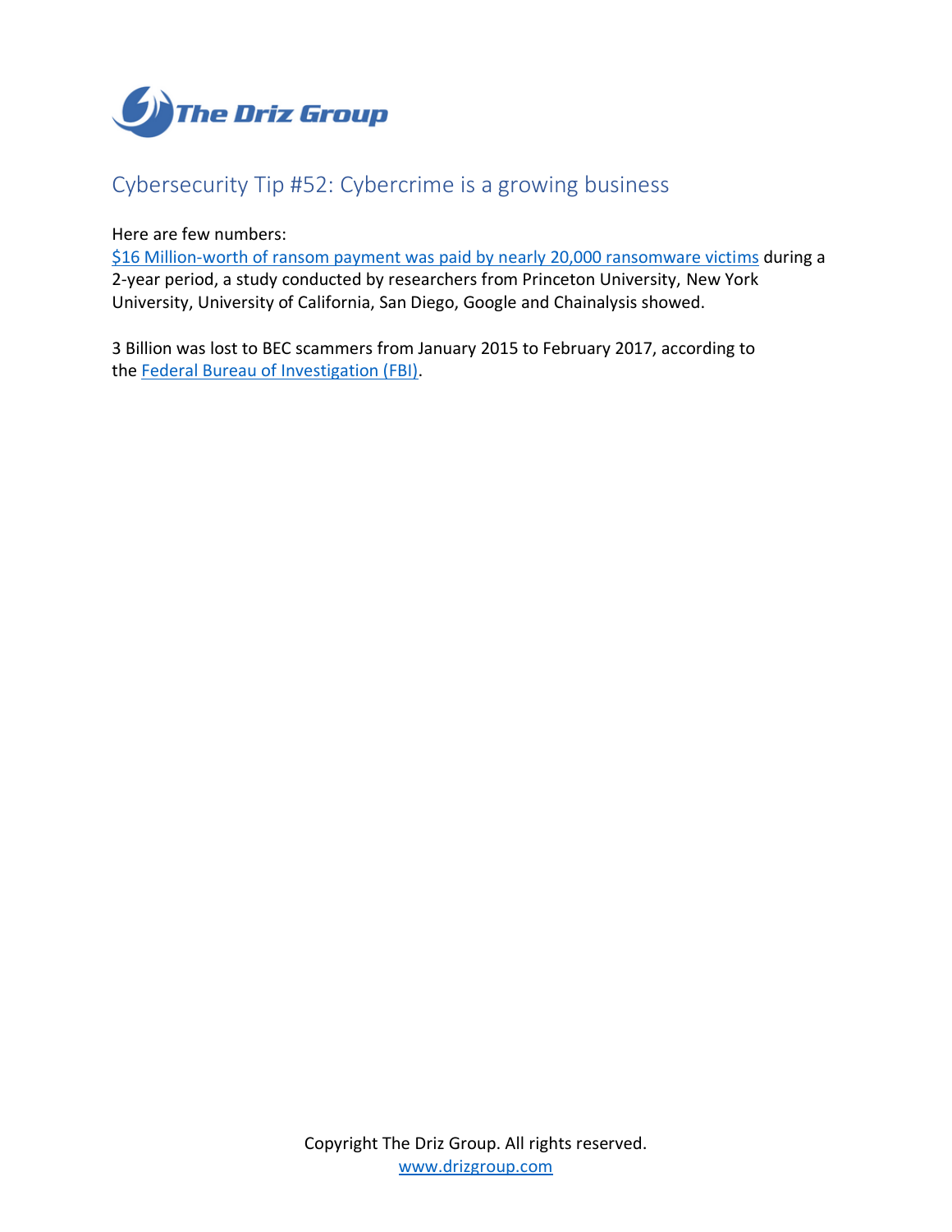# Cybersecurity Tip #52: Cybercrime is a growing business

Here are few numbers:
$16 Million-worth of ransom payment was paid by nearly 20,000 ransomware victims during a 2-year period, a study conducted by researchers from Princeton University, New York University, University of California, San Diego, Google and Chainalysis showed.

3 Billion was lost to BEC scammers from January 2015 to February 2017, according to the Federal Bureau of Investigation (FBI).